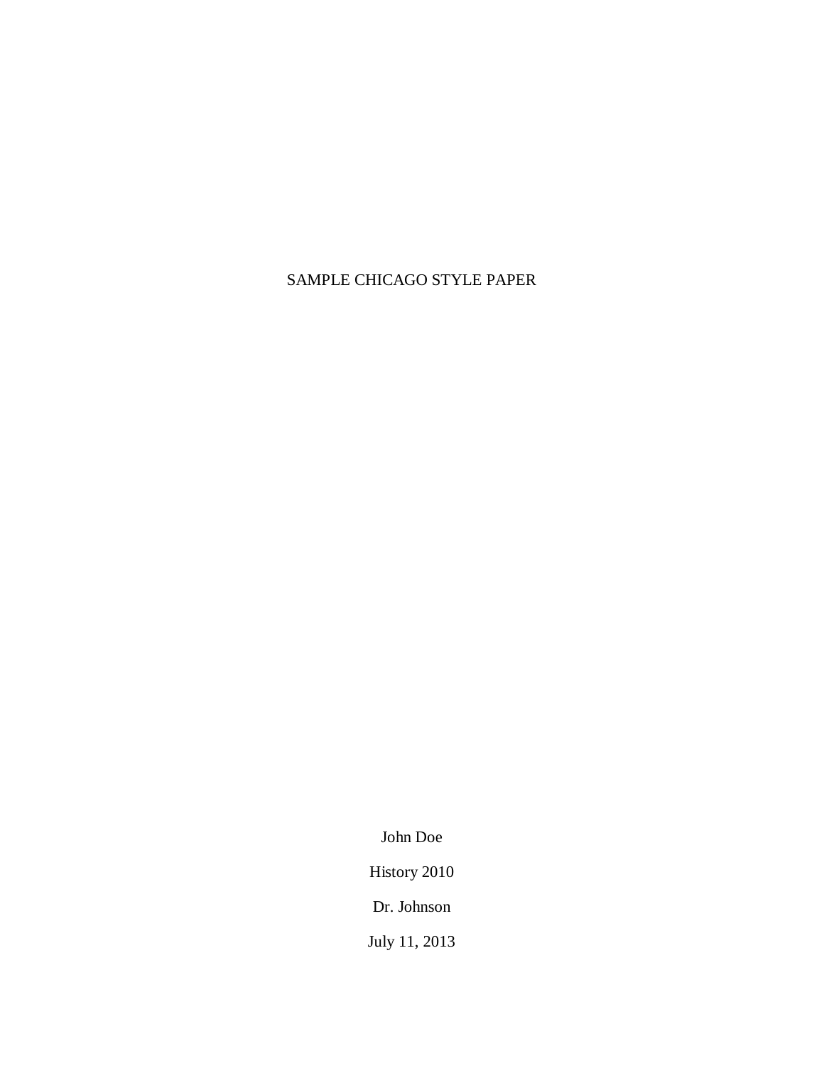# SAMPLE CHICAGO STYLE PAPER

John Doe

History 2010

Dr. Johnson

July 11, 2013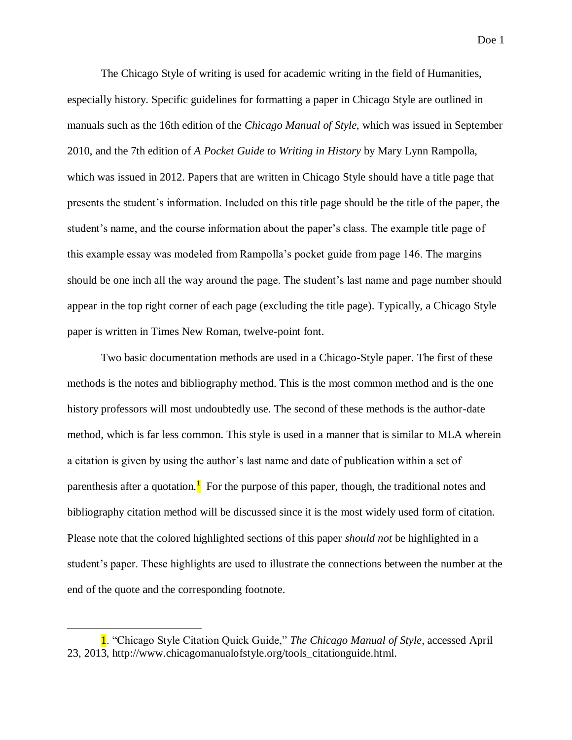The Chicago Style of writing is used for academic writing in the field of Humanities, especially history. Specific guidelines for formatting a paper in Chicago Style are outlined in manuals such as the 16th edition of the *Chicago Manual of Style*, which was issued in September 2010, and the 7th edition of *A Pocket Guide to Writing in History* by Mary Lynn Rampolla, which was issued in 2012. Papers that are written in Chicago Style should have a title page that presents the student's information. Included on this title page should be the title of the paper, the student's name, and the course information about the paper's class. The example title page of this example essay was modeled from Rampolla's pocket guide from page 146. The margins should be one inch all the way around the page. The student's last name and page number should appear in the top right corner of each page (excluding the title page). Typically, a Chicago Style paper is written in Times New Roman, twelve-point font.

Two basic documentation methods are used in a Chicago-Style paper. The first of these methods is the notes and bibliography method. This is the most common method and is the one history professors will most undoubtedly use. The second of these methods is the author-date method, which is far less common. This style is used in a manner that is similar to MLA wherein a citation is given by using the author's last name and date of publication within a set of parenthesis after a quotation.[1] For the purpose of this paper, though, the traditional notes and bibliography citation method will be discussed since it is the most widely used form of citation. Please note that the colored highlighted sections of this paper *should not* be highlighted in a student's paper. These highlights are used to illustrate the connections between the number at the end of the quote and the corresponding footnote.

---

1. "Chicago Style Citation Quick Guide," *The Chicago Manual of Style*, accessed April 23, 2013, http://www.chicagomanualofstyle.org/tools_citationguide.html.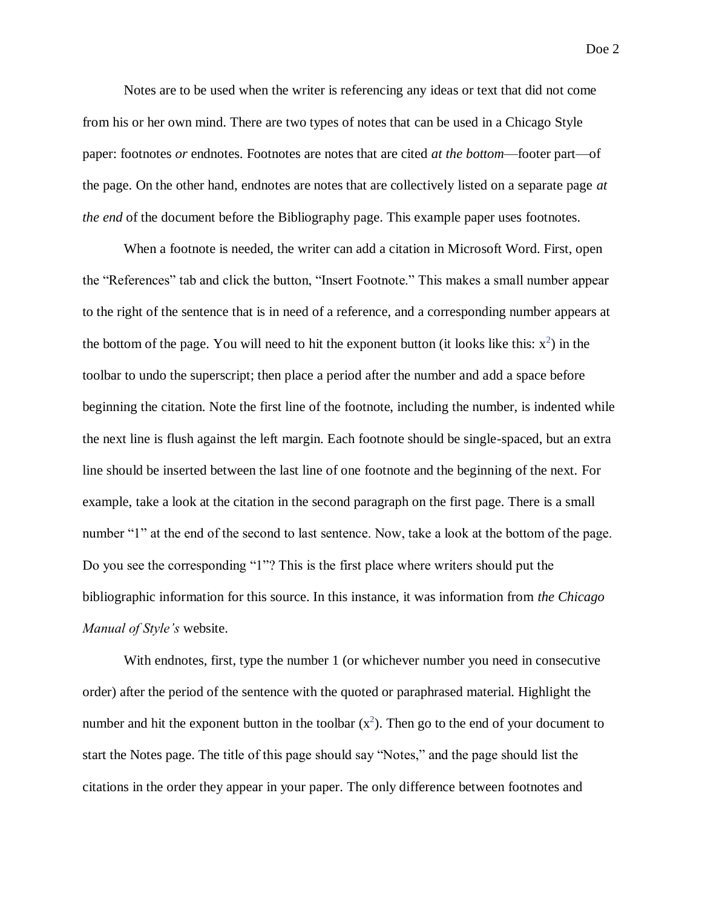Notes are to be used when the writer is referencing any ideas or text that did not come from his or her own mind. There are two types of notes that can be used in a Chicago Style paper: footnotes *or* endnotes. Footnotes are notes that are cited *at the bottom*—footer part—of the page. On the other hand, endnotes are notes that are collectively listed on a separate page *at the end* of the document before the Bibliography page. This example paper uses footnotes.

When a footnote is needed, the writer can add a citation in Microsoft Word. First, open the "References" tab and click the button, "Insert Footnote." This makes a small number appear to the right of the sentence that is in need of a reference, and a corresponding number appears at the bottom of the page. You will need to hit the exponent button (it looks like this: $x^2$) in the toolbar to undo the superscript; then place a period after the number and add a space before beginning the citation. Note the first line of the footnote, including the number, is indented while the next line is flush against the left margin. Each footnote should be single-spaced, but an extra line should be inserted between the last line of one footnote and the beginning of the next. For example, take a look at the citation in the second paragraph on the first page. There is a small number "1" at the end of the second to last sentence. Now, take a look at the bottom of the page. Do you see the corresponding "1"? This is the first place where writers should put the bibliographic information for this source. In this instance, it was information from *the Chicago Manual of Style's* website.

With endnotes, first, type the number 1 (or whichever number you need in consecutive order) after the period of the sentence with the quoted or paraphrased material. Highlight the number and hit the exponent button in the toolbar ($x^2$). Then go to the end of your document to start the Notes page. The title of this page should say "Notes," and the page should list the citations in the order they appear in your paper. The only difference between footnotes and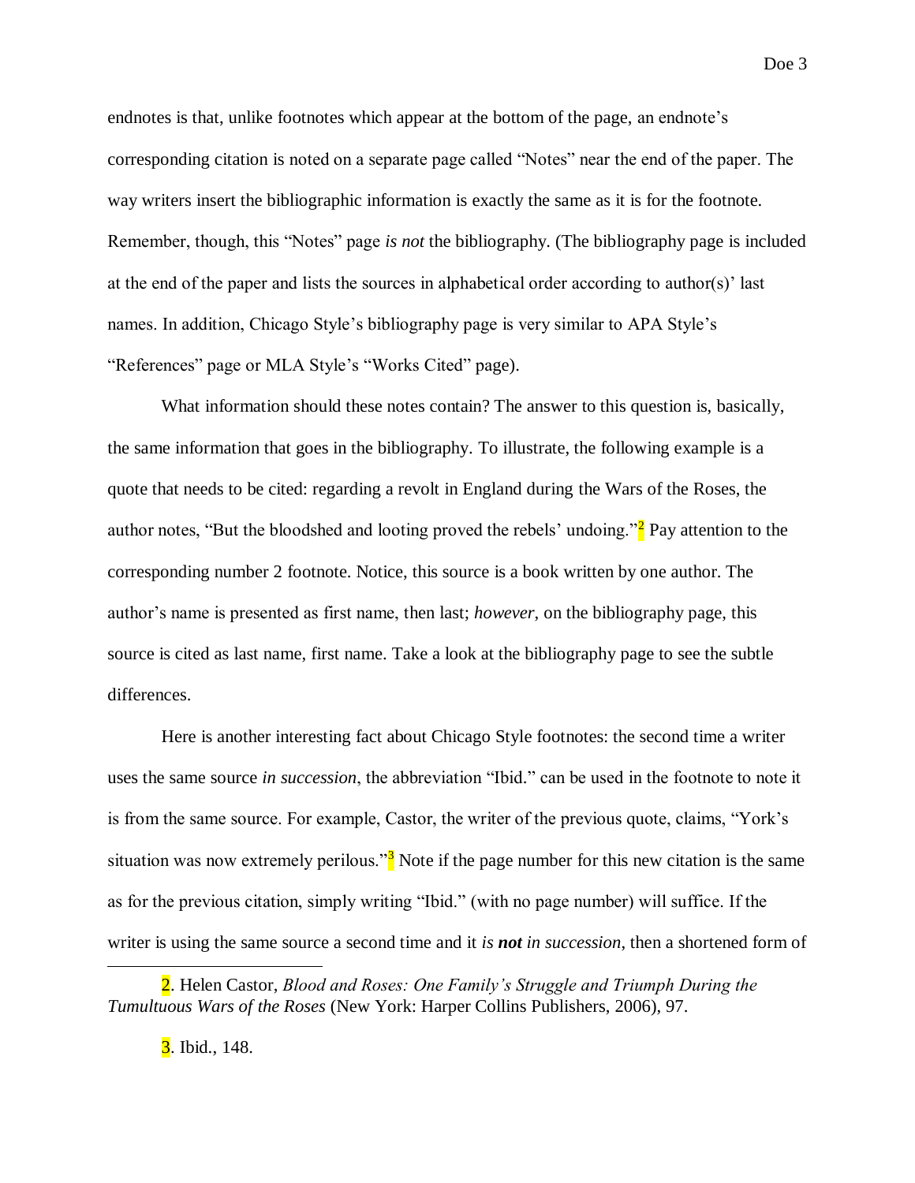endnotes is that, unlike footnotes which appear at the bottom of the page, an endnote's corresponding citation is noted on a separate page called "Notes" near the end of the paper. The way writers insert the bibliographic information is exactly the same as it is for the footnote. Remember, though, this "Notes" page *is not* the bibliography. (The bibliography page is included at the end of the paper and lists the sources in alphabetical order according to author(s)' last names. In addition, Chicago Style's bibliography page is very similar to APA Style's "References" page or MLA Style's "Works Cited" page).

What information should these notes contain? The answer to this question is, basically, the same information that goes in the bibliography. To illustrate, the following example is a quote that needs to be cited: regarding a revolt in England during the Wars of the Roses, the author notes, "But the bloodshed and looting proved the rebels' undoing."[2] Pay attention to the corresponding number 2 footnote. Notice, this source is a book written by one author. The author's name is presented as first name, then last; *however*, on the bibliography page, this source is cited as last name, first name. Take a look at the bibliography page to see the subtle differences.

Here is another interesting fact about Chicago Style footnotes: the second time a writer uses the same source *in succession*, the abbreviation "Ibid." can be used in the footnote to note it is from the same source. For example, Castor, the writer of the previous quote, claims, "York's situation was now extremely perilous."[3] Note if the page number for this new citation is the same as for the previous citation, simply writing "Ibid." (with no page number) will suffice. If the writer is using the same source a second time and it *is **not** in succession*, then a shortened form of

---

2. Helen Castor, *Blood and Roses: One Family's Struggle and Triumph During the Tumultuous Wars of the Roses* (New York: Harper Collins Publishers, 2006), 97.

3. Ibid., 148.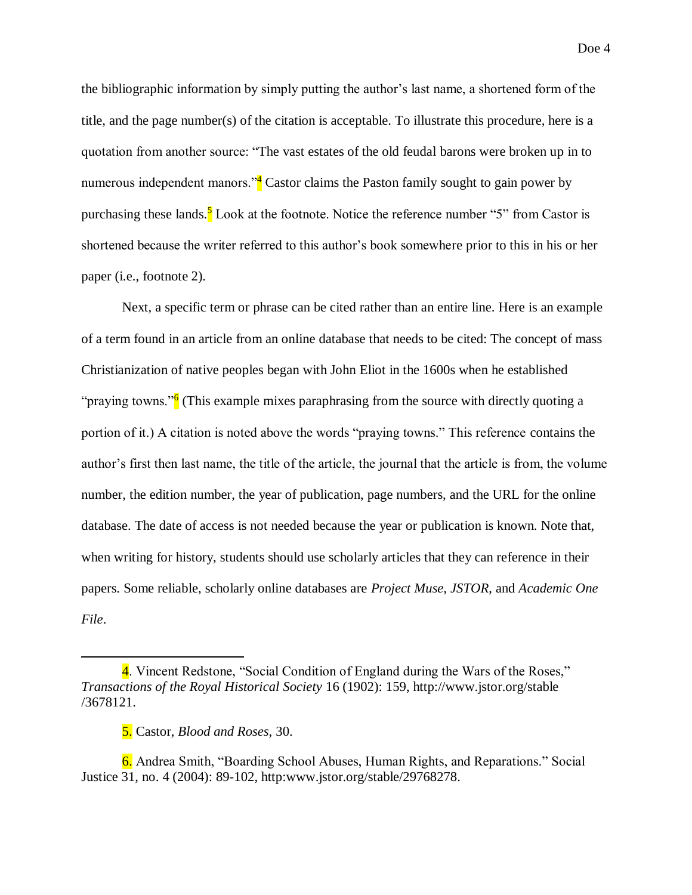the bibliographic information by simply putting the author's last name, a shortened form of the title, and the page number(s) of the citation is acceptable. To illustrate this procedure, here is a quotation from another source: "The vast estates of the old feudal barons were broken up in to numerous independent manors."[4] Castor claims the Paston family sought to gain power by purchasing these lands.[5] Look at the footnote. Notice the reference number "5" from Castor is shortened because the writer referred to this author's book somewhere prior to this in his or her paper (i.e., footnote 2).

Next, a specific term or phrase can be cited rather than an entire line. Here is an example of a term found in an article from an online database that needs to be cited: The concept of mass Christianization of native peoples began with John Eliot in the 1600s when he established "praying towns."[6] (This example mixes paraphrasing from the source with directly quoting a portion of it.) A citation is noted above the words "praying towns." This reference contains the author's first then last name, the title of the article, the journal that the article is from, the volume number, the edition number, the year of publication, page numbers, and the URL for the online database. The date of access is not needed because the year or publication is known. Note that, when writing for history, students should use scholarly articles that they can reference in their papers. Some reliable, scholarly online databases are *Project Muse*, *JSTOR*, and *Academic One File*.

---

4. Vincent Redstone, "Social Condition of England during the Wars of the Roses," *Transactions of the Royal Historical Society* 16 (1902): 159, http://www.jstor.org/stable/3678121.

5. Castor, *Blood and Roses*, 30.

6. Andrea Smith, "Boarding School Abuses, Human Rights, and Reparations." Social Justice 31, no. 4 (2004): 89-102, http:www.jstor.org/stable/29768278.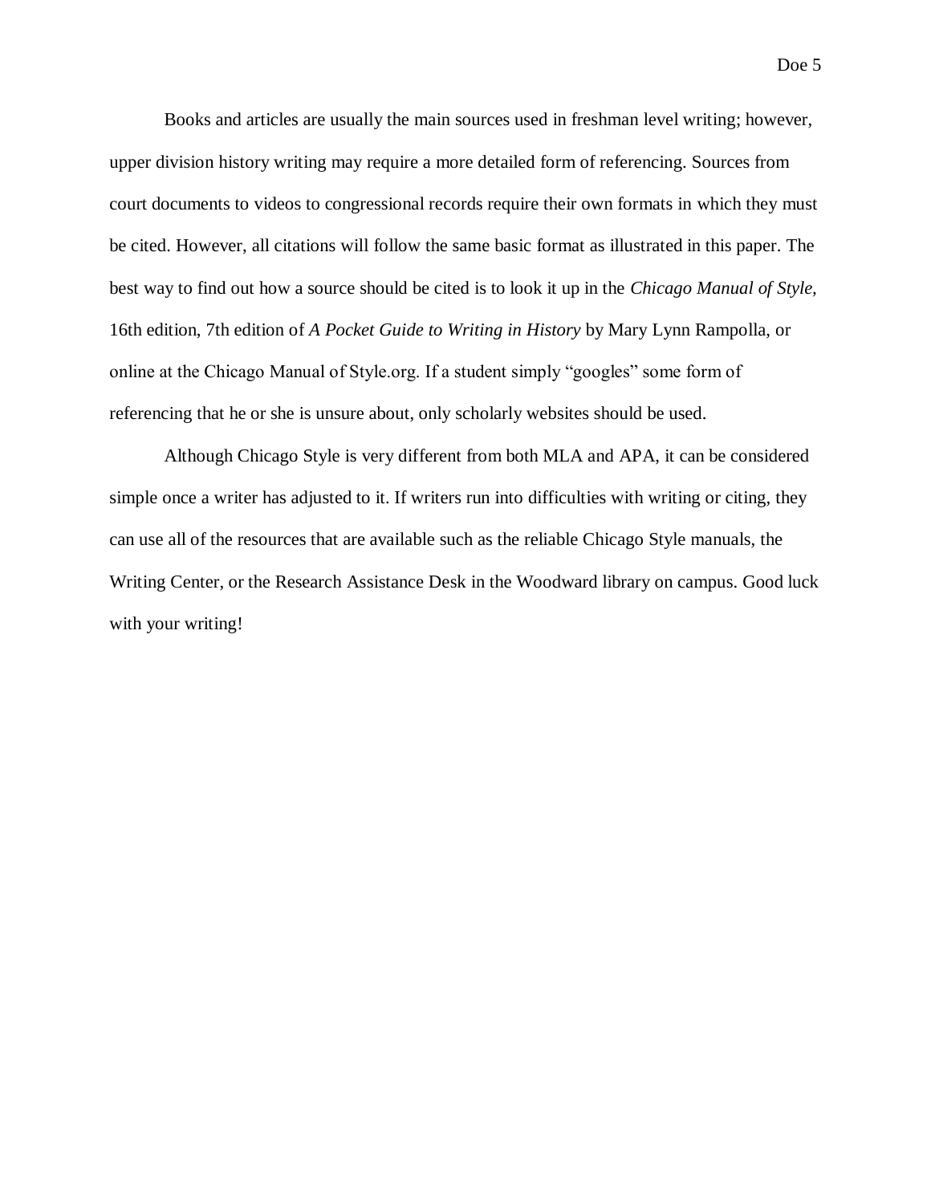Books and articles are usually the main sources used in freshman level writing; however, upper division history writing may require a more detailed form of referencing. Sources from court documents to videos to congressional records require their own formats in which they must be cited. However, all citations will follow the same basic format as illustrated in this paper. The best way to find out how a source should be cited is to look it up in the *Chicago Manual of Style,* 16th edition, 7th edition of *A Pocket Guide to Writing in History* by Mary Lynn Rampolla, or online at the Chicago Manual of Style.org. If a student simply "googles" some form of referencing that he or she is unsure about, only scholarly websites should be used.

Although Chicago Style is very different from both MLA and APA, it can be considered simple once a writer has adjusted to it. If writers run into difficulties with writing or citing, they can use all of the resources that are available such as the reliable Chicago Style manuals, the Writing Center, or the Research Assistance Desk in the Woodward library on campus. Good luck with your writing!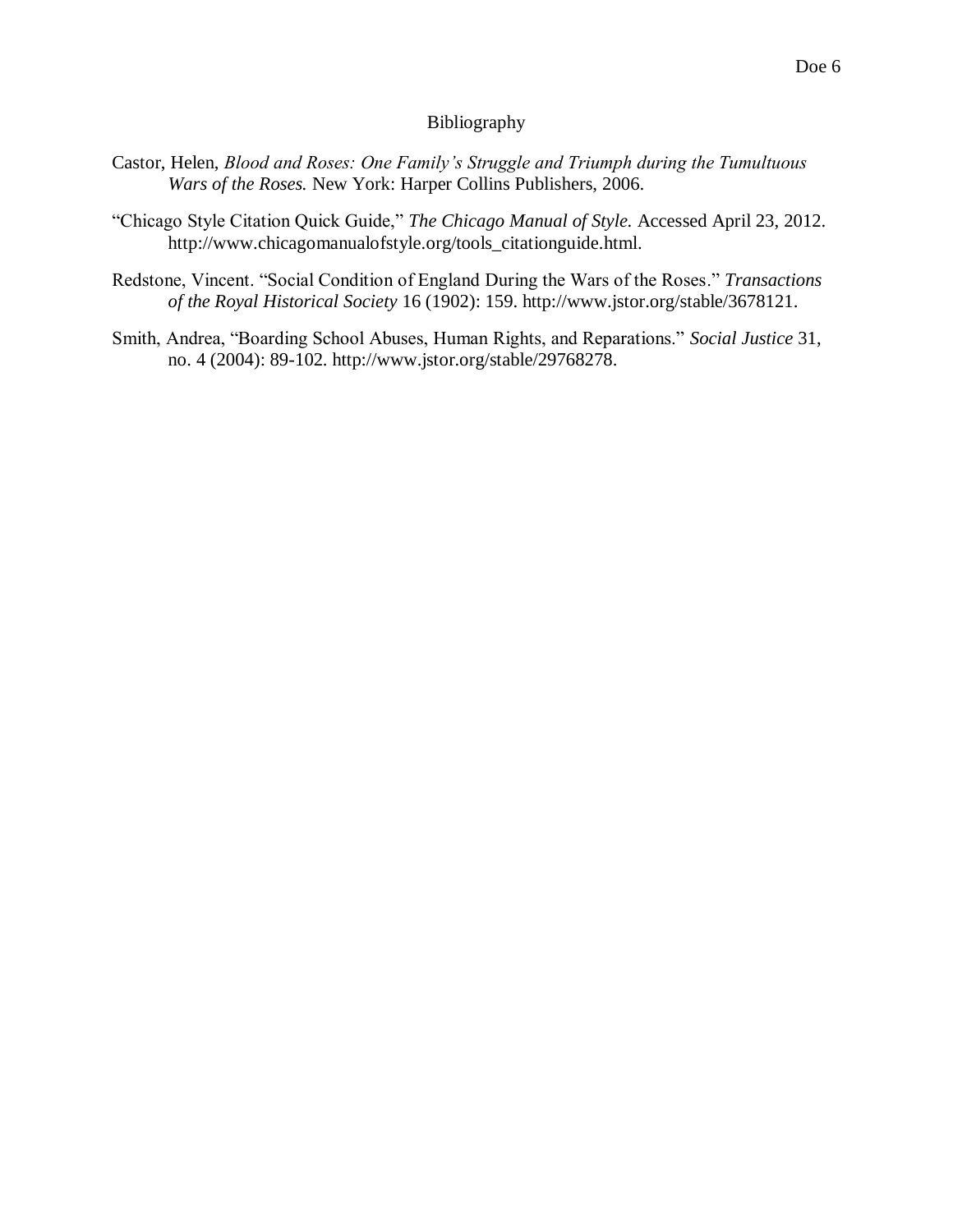# Bibliography

Castor, Helen, *Blood and Roses: One Family's Struggle and Triumph during the Tumultuous Wars of the Roses.* New York: Harper Collins Publishers, 2006.

"Chicago Style Citation Quick Guide," *The Chicago Manual of Style.* Accessed April 23, 2012. http://www.chicagomanualofstyle.org/tools_citationguide.html.

Redstone, Vincent. "Social Condition of England During the Wars of the Roses." *Transactions of the Royal Historical Society* 16 (1902): 159. http://www.jstor.org/stable/3678121.

Smith, Andrea, "Boarding School Abuses, Human Rights, and Reparations." *Social Justice* 31, no. 4 (2004): 89-102. http://www.jstor.org/stable/29768278.